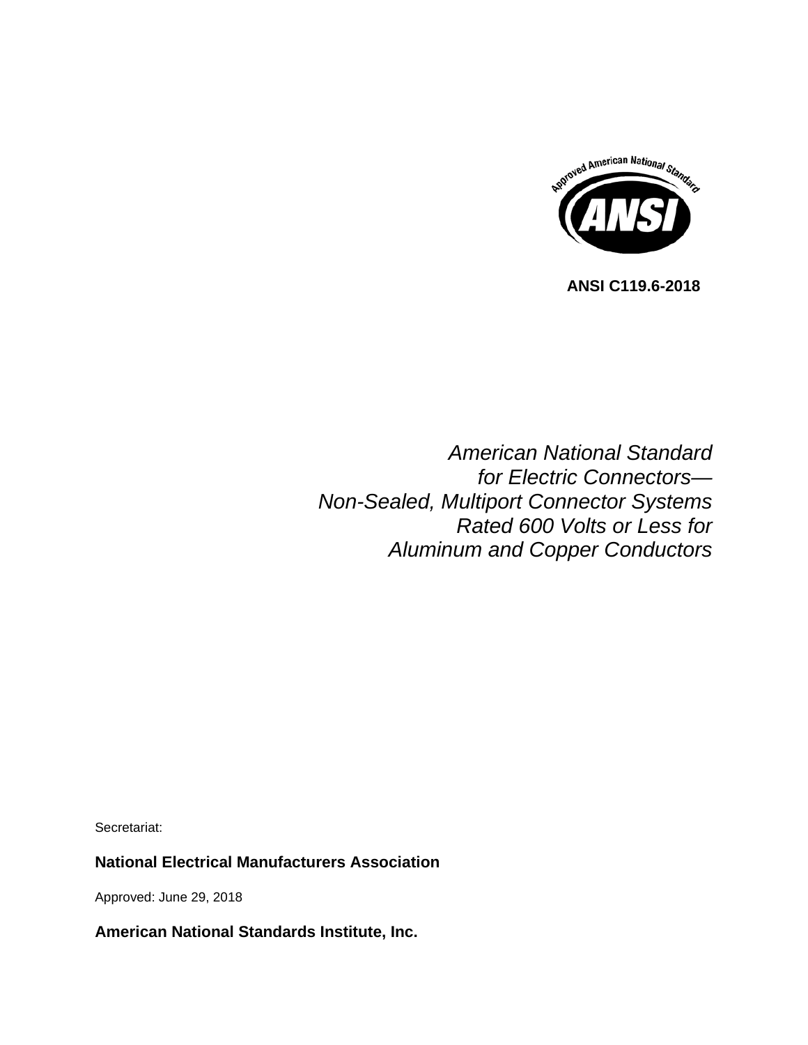**ANSI C119.6-2018**

*American National Standard*
*for Electric Connectors—*
*Non-Sealed, Multiport Connector Systems*
*Rated 600 Volts or Less for*
*Aluminum and Copper Conductors*

Secretariat:

**National Electrical Manufacturers Association**

Approved: June 29, 2018

**American National Standards Institute, Inc.**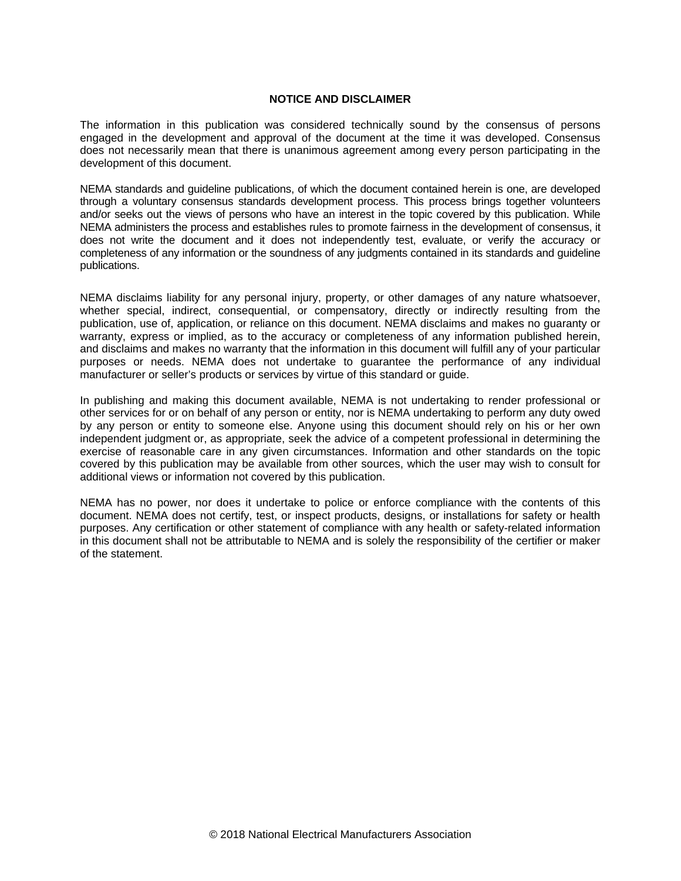## NOTICE AND DISCLAIMER

The information in this publication was considered technically sound by the consensus of persons engaged in the development and approval of the document at the time it was developed. Consensus does not necessarily mean that there is unanimous agreement among every person participating in the development of this document.

NEMA standards and guideline publications, of which the document contained herein is one, are developed through a voluntary consensus standards development process. This process brings together volunteers and/or seeks out the views of persons who have an interest in the topic covered by this publication. While NEMA administers the process and establishes rules to promote fairness in the development of consensus, it does not write the document and it does not independently test, evaluate, or verify the accuracy or completeness of any information or the soundness of any judgments contained in its standards and guideline publications.

NEMA disclaims liability for any personal injury, property, or other damages of any nature whatsoever, whether special, indirect, consequential, or compensatory, directly or indirectly resulting from the publication, use of, application, or reliance on this document. NEMA disclaims and makes no guaranty or warranty, express or implied, as to the accuracy or completeness of any information published herein, and disclaims and makes no warranty that the information in this document will fulfill any of your particular purposes or needs. NEMA does not undertake to guarantee the performance of any individual manufacturer or seller's products or services by virtue of this standard or guide.

In publishing and making this document available, NEMA is not undertaking to render professional or other services for or on behalf of any person or entity, nor is NEMA undertaking to perform any duty owed by any person or entity to someone else. Anyone using this document should rely on his or her own independent judgment or, as appropriate, seek the advice of a competent professional in determining the exercise of reasonable care in any given circumstances. Information and other standards on the topic covered by this publication may be available from other sources, which the user may wish to consult for additional views or information not covered by this publication.

NEMA has no power, nor does it undertake to police or enforce compliance with the contents of this document. NEMA does not certify, test, or inspect products, designs, or installations for safety or health purposes. Any certification or other statement of compliance with any health or safety-related information in this document shall not be attributable to NEMA and is solely the responsibility of the certifier or maker of the statement.

© 2018 National Electrical Manufacturers Association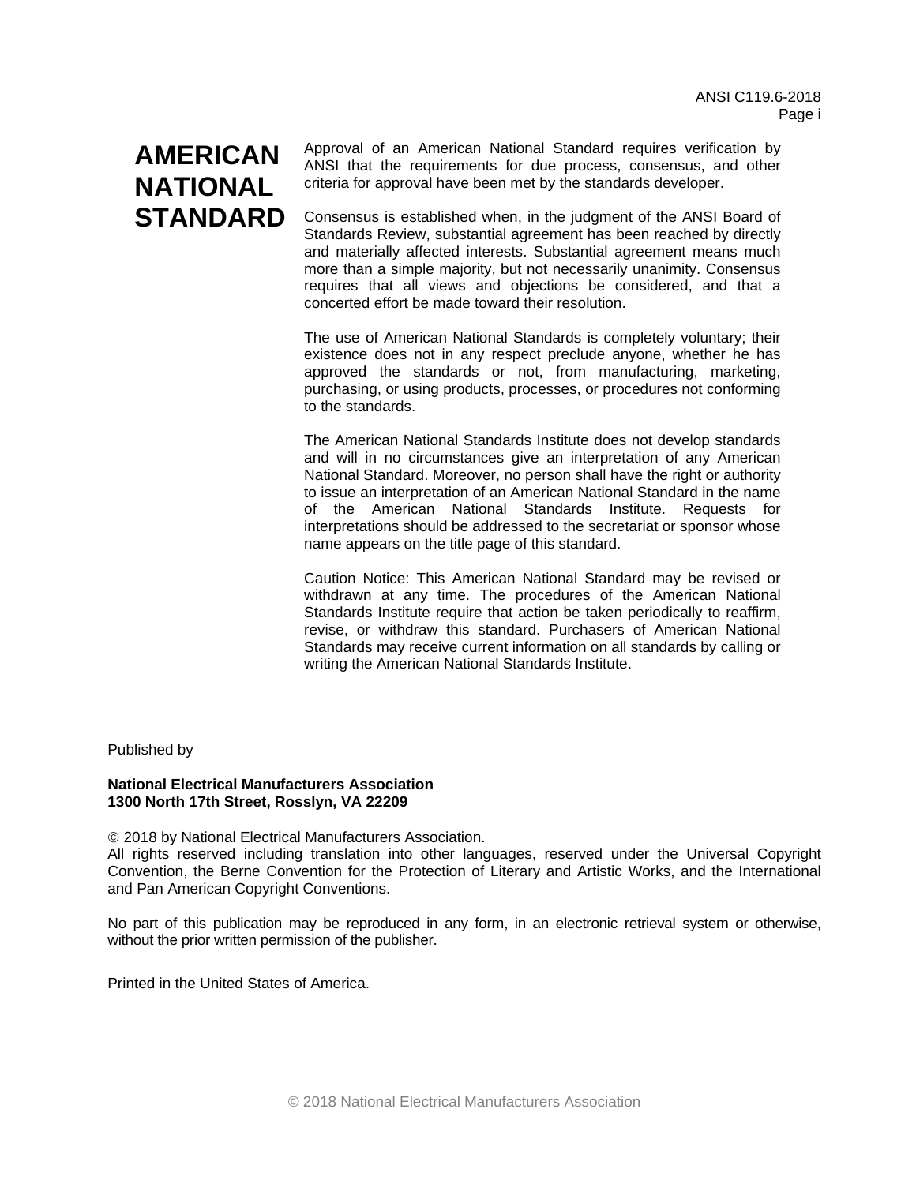# AMERICAN NATIONAL STANDARD

Approval of an American National Standard requires verification by ANSI that the requirements for due process, consensus, and other criteria for approval have been met by the standards developer.

Consensus is established when, in the judgment of the ANSI Board of Standards Review, substantial agreement has been reached by directly and materially affected interests. Substantial agreement means much more than a simple majority, but not necessarily unanimity. Consensus requires that all views and objections be considered, and that a concerted effort be made toward their resolution.

The use of American National Standards is completely voluntary; their existence does not in any respect preclude anyone, whether he has approved the standards or not, from manufacturing, marketing, purchasing, or using products, processes, or procedures not conforming to the standards.

The American National Standards Institute does not develop standards and will in no circumstances give an interpretation of any American National Standard. Moreover, no person shall have the right or authority to issue an interpretation of an American National Standard in the name of the American National Standards Institute. Requests for interpretations should be addressed to the secretariat or sponsor whose name appears on the title page of this standard.

Caution Notice: This American National Standard may be revised or withdrawn at any time. The procedures of the American National Standards Institute require that action be taken periodically to reaffirm, revise, or withdraw this standard. Purchasers of American National Standards may receive current information on all standards by calling or writing the American National Standards Institute.

Published by

**National Electrical Manufacturers Association**
**1300 North 17th Street, Rosslyn, VA 22209**

© 2018 by National Electrical Manufacturers Association.
All rights reserved including translation into other languages, reserved under the Universal Copyright Convention, the Berne Convention for the Protection of Literary and Artistic Works, and the International and Pan American Copyright Conventions.

No part of this publication may be reproduced in any form, in an electronic retrieval system or otherwise, without the prior written permission of the publisher.

Printed in the United States of America.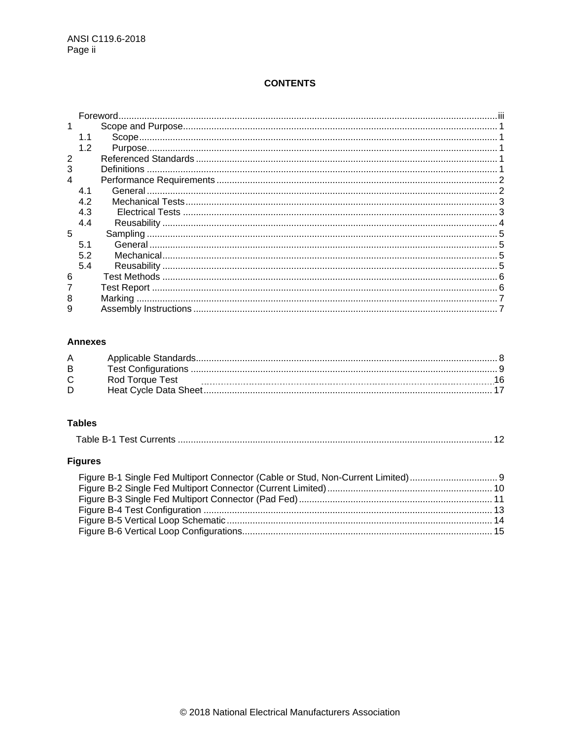**CONTENTS**

Foreword ........ iii

1 Scope and Purpose ........ 1
- 1.1 Scope ........ 1
- 1.2 Purpose ........ 1

2 Referenced Standards ........ 1

3 Definitions ........ 1

4 Performance Requirements ........ 2
- 4.1 General ........ 2
- 4.2 Mechanical Tests ........ 3
- 4.3 Electrical Tests ........ 3
- 4.4 Reusability ........ 4

5 Sampling ........ 5
- 5.1 General ........ 5
- 5.2 Mechanical ........ 5
- 5.4 Reusability ........ 5

6 Test Methods ........ 6

7 Test Report ........ 6

8 Marking ........ 7

9 Assembly Instructions ........ 7

**Annexes**

A Applicable Standards ........ 8

B Test Configurations ........ 9

C Rod Torque Test ........ 16

D Heat Cycle Data Sheet ........ 17

**Tables**

Table B-1 Test Currents ........ 12

**Figures**

Figure B-1 Single Fed Multiport Connector (Cable or Stud, Non-Current Limited) ........ 9

Figure B-2 Single Fed Multiport Connector (Current Limited) ........ 10

Figure B-3 Single Fed Multiport Connector (Pad Fed) ........ 11

Figure B-4 Test Configuration ........ 13

Figure B-5 Vertical Loop Schematic ........ 14

Figure B-6 Vertical Loop Configurations ........ 15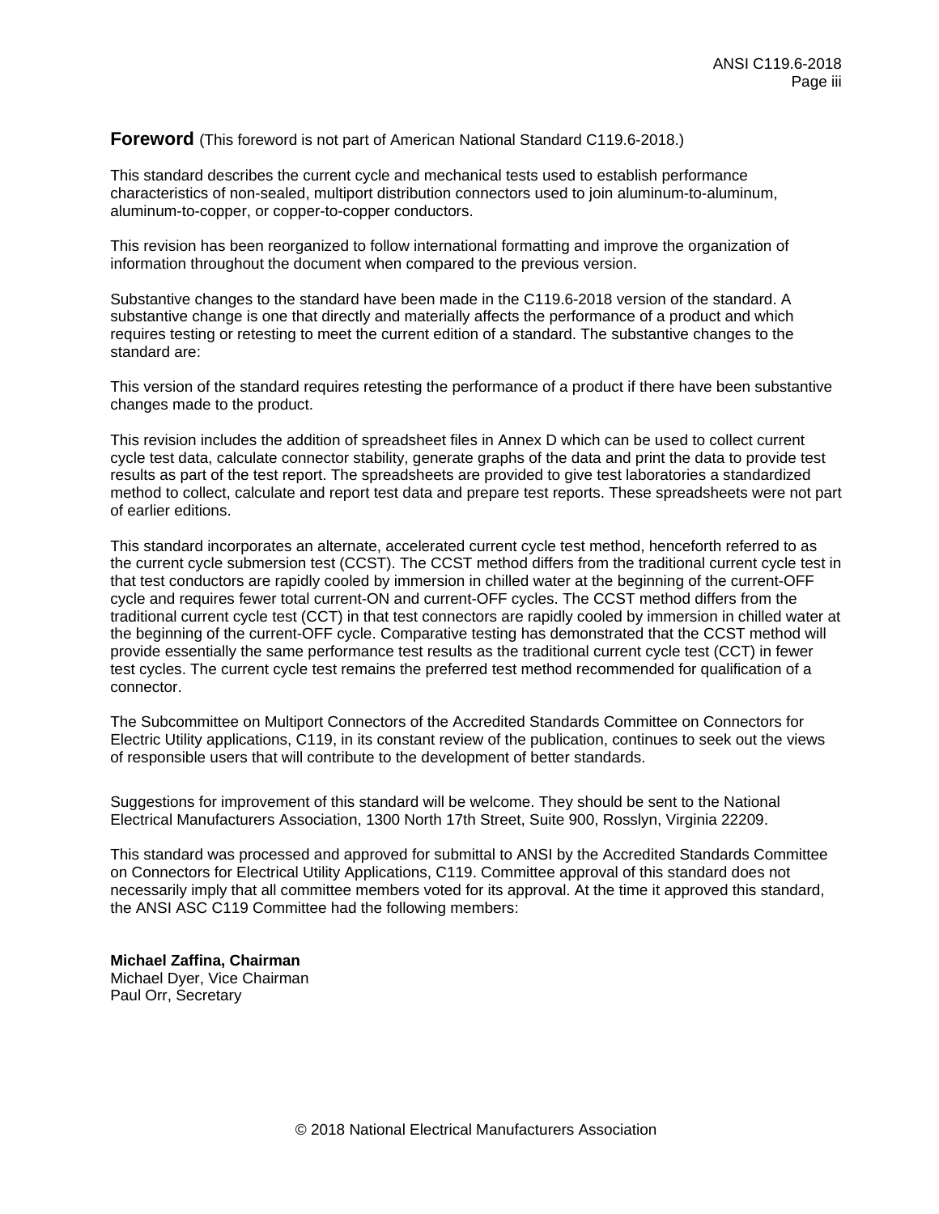## Foreword (This foreword is not part of American National Standard C119.6-2018.)

This standard describes the current cycle and mechanical tests used to establish performance characteristics of non-sealed, multiport distribution connectors used to join aluminum-to-aluminum, aluminum-to-copper, or copper-to-copper conductors.

This revision has been reorganized to follow international formatting and improve the organization of information throughout the document when compared to the previous version.

Substantive changes to the standard have been made in the C119.6-2018 version of the standard. A substantive change is one that directly and materially affects the performance of a product and which requires testing or retesting to meet the current edition of a standard. The substantive changes to the standard are:

This version of the standard requires retesting the performance of a product if there have been substantive changes made to the product.

This revision includes the addition of spreadsheet files in Annex D which can be used to collect current cycle test data, calculate connector stability, generate graphs of the data and print the data to provide test results as part of the test report. The spreadsheets are provided to give test laboratories a standardized method to collect, calculate and report test data and prepare test reports. These spreadsheets were not part of earlier editions.

This standard incorporates an alternate, accelerated current cycle test method, henceforth referred to as the current cycle submersion test (CCST). The CCST method differs from the traditional current cycle test in that test conductors are rapidly cooled by immersion in chilled water at the beginning of the current-OFF cycle and requires fewer total current-ON and current-OFF cycles. The CCST method differs from the traditional current cycle test (CCT) in that test connectors are rapidly cooled by immersion in chilled water at the beginning of the current-OFF cycle. Comparative testing has demonstrated that the CCST method will provide essentially the same performance test results as the traditional current cycle test (CCT) in fewer test cycles. The current cycle test remains the preferred test method recommended for qualification of a connector.

The Subcommittee on Multiport Connectors of the Accredited Standards Committee on Connectors for Electric Utility applications, C119, in its constant review of the publication, continues to seek out the views of responsible users that will contribute to the development of better standards.

Suggestions for improvement of this standard will be welcome. They should be sent to the National Electrical Manufacturers Association, 1300 North 17th Street, Suite 900, Rosslyn, Virginia 22209.

This standard was processed and approved for submittal to ANSI by the Accredited Standards Committee on Connectors for Electrical Utility Applications, C119. Committee approval of this standard does not necessarily imply that all committee members voted for its approval. At the time it approved this standard, the ANSI ASC C119 Committee had the following members:

**Michael Zaffina, Chairman**
Michael Dyer, Vice Chairman
Paul Orr, Secretary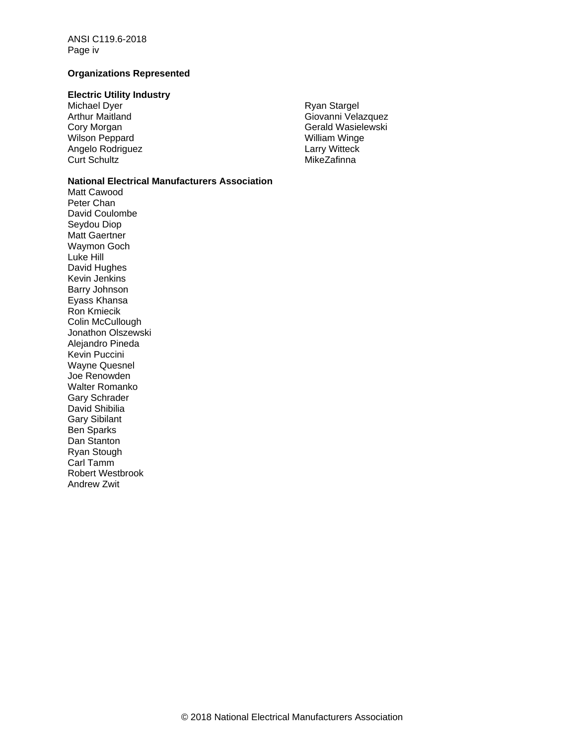**Organizations Represented**

**Electric Utility Industry**

Michael Dyer
Arthur Maitland
Cory Morgan
Wilson Peppard
Angelo Rodriguez
Curt Schultz
Ryan Stargel
Giovanni Velazquez
Gerald Wasielewski
William Winge
Larry Witteck
MikeZafinna

**National Electrical Manufacturers Association**

Matt Cawood
Peter Chan
David Coulombe
Seydou Diop
Matt Gaertner
Waymon Goch
Luke Hill
David Hughes
Kevin Jenkins
Barry Johnson
Eyass Khansa
Ron Kmiecik
Colin McCullough
Jonathon Olszewski
Alejandro Pineda
Kevin Puccini
Wayne Quesnel
Joe Renowden
Walter Romanko
Gary Schrader
David Shibilia
Gary Sibilant
Ben Sparks
Dan Stanton
Ryan Stough
Carl Tamm
Robert Westbrook
Andrew Zwit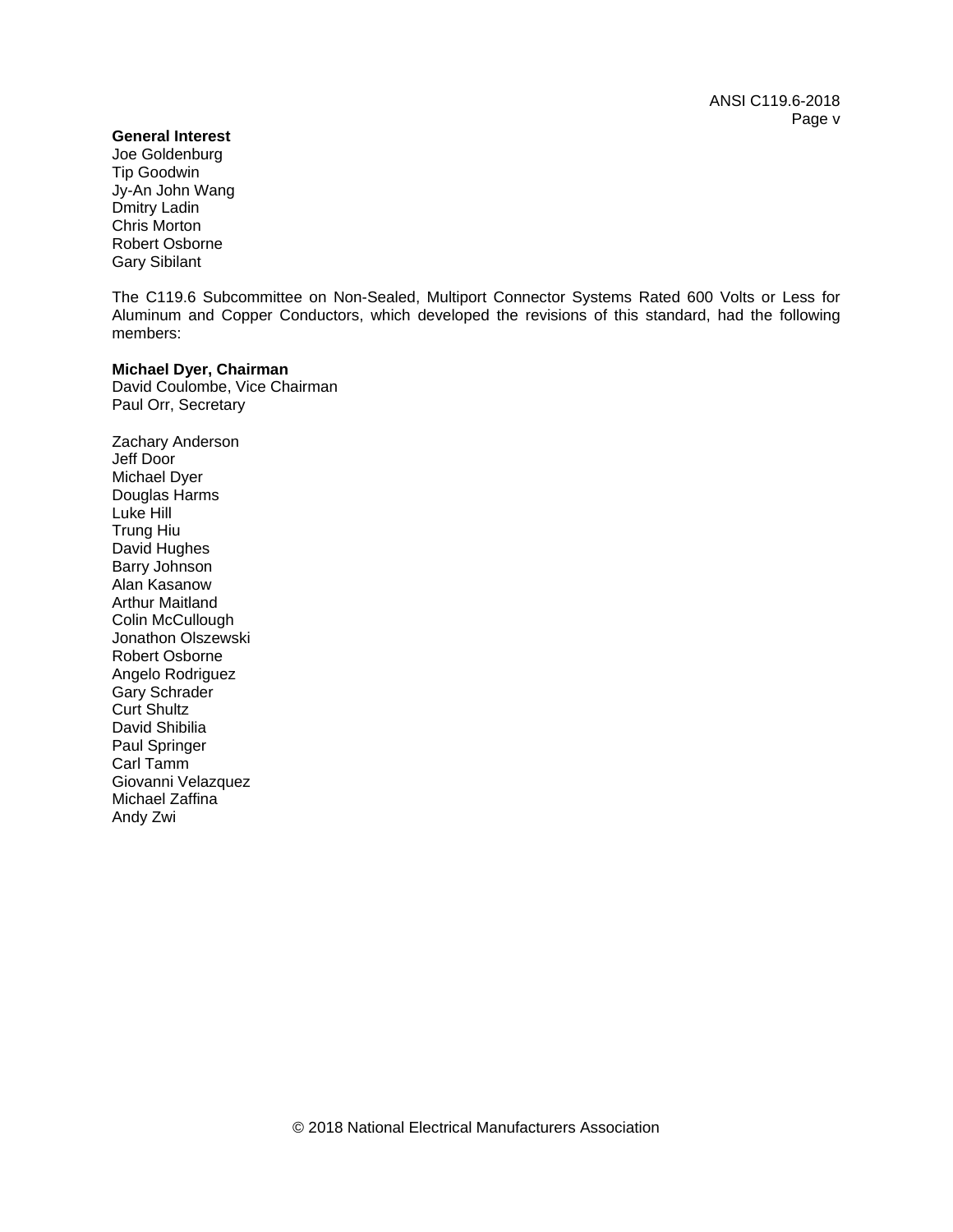**General Interest**
Joe Goldenburg
Tip Goodwin
Jy-An John Wang
Dmitry Ladin
Chris Morton
Robert Osborne
Gary Sibilant

The C119.6 Subcommittee on Non-Sealed, Multiport Connector Systems Rated 600 Volts or Less for Aluminum and Copper Conductors, which developed the revisions of this standard, had the following members:

**Michael Dyer, Chairman**
David Coulombe, Vice Chairman
Paul Orr, Secretary

Zachary Anderson
Jeff Door
Michael Dyer
Douglas Harms
Luke Hill
Trung Hiu
David Hughes
Barry Johnson
Alan Kasanow
Arthur Maitland
Colin McCullough
Jonathon Olszewski
Robert Osborne
Angelo Rodriguez
Gary Schrader
Curt Shultz
David Shibilia
Paul Springer
Carl Tamm
Giovanni Velazquez
Michael Zaffina
Andy Zwi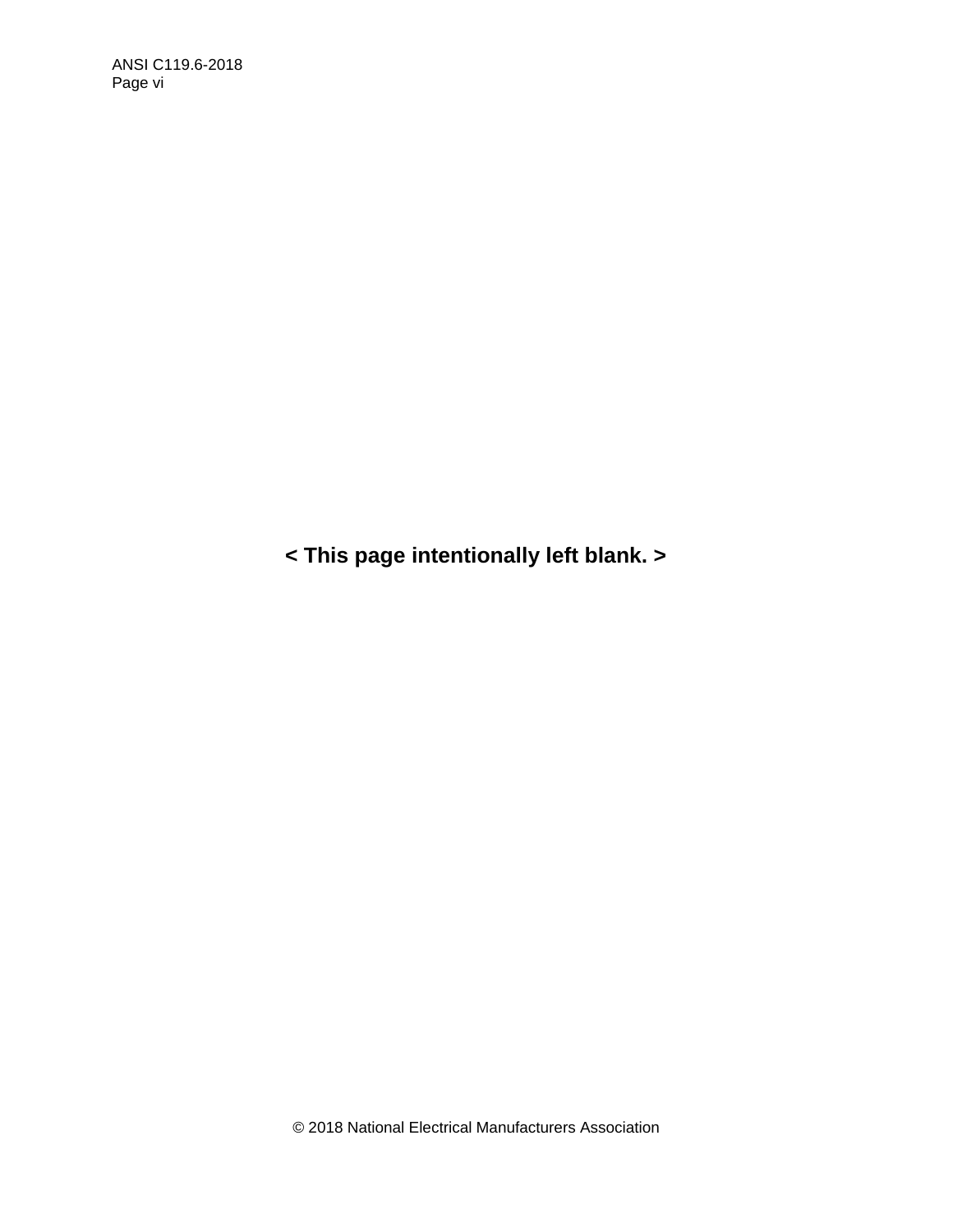**< This page intentionally left blank. >**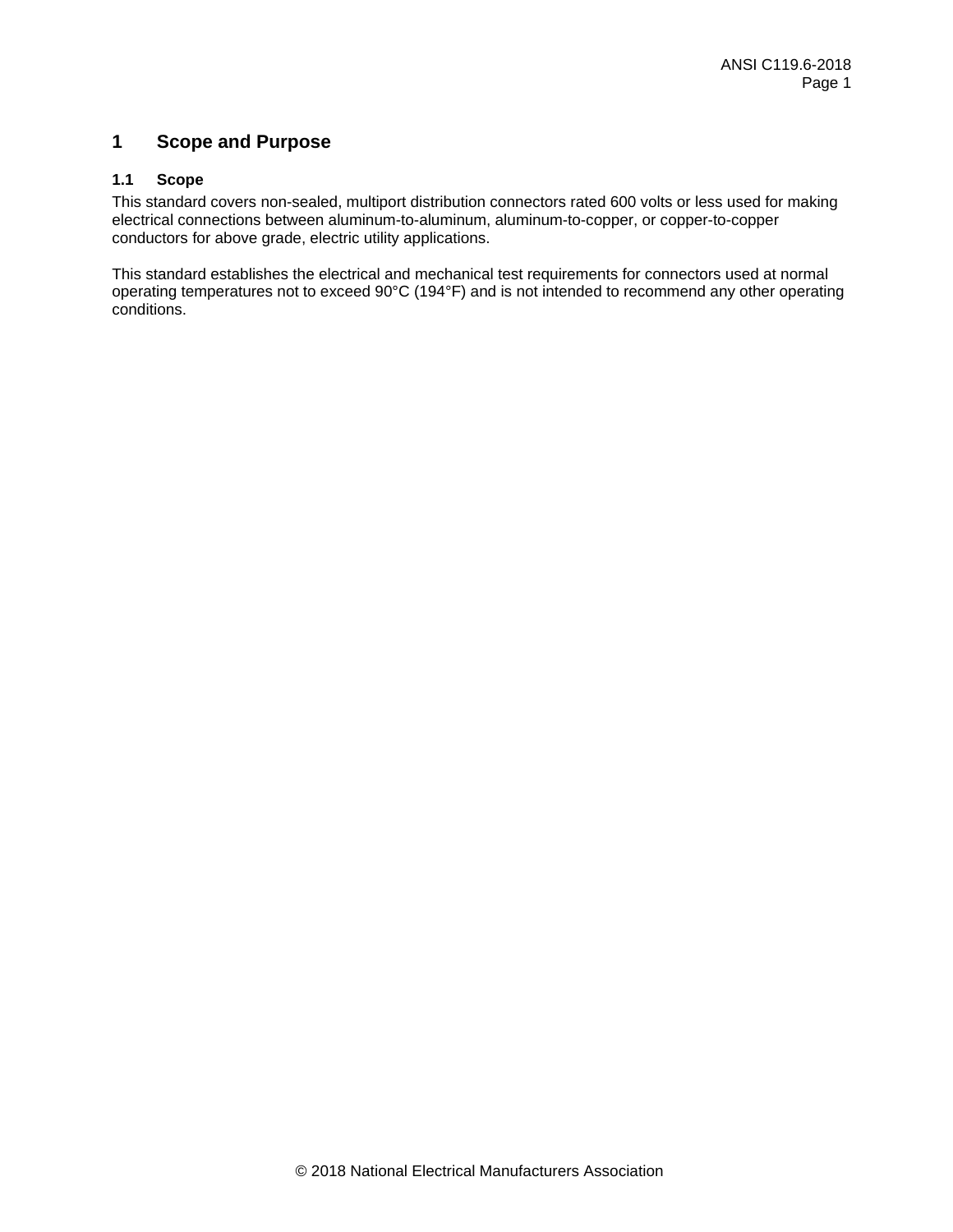# 1 Scope and Purpose

## 1.1 Scope

This standard covers non-sealed, multiport distribution connectors rated 600 volts or less used for making electrical connections between aluminum-to-aluminum, aluminum-to-copper, or copper-to-copper conductors for above grade, electric utility applications.

This standard establishes the electrical and mechanical test requirements for connectors used at normal operating temperatures not to exceed 90°C (194°F) and is not intended to recommend any other operating conditions.